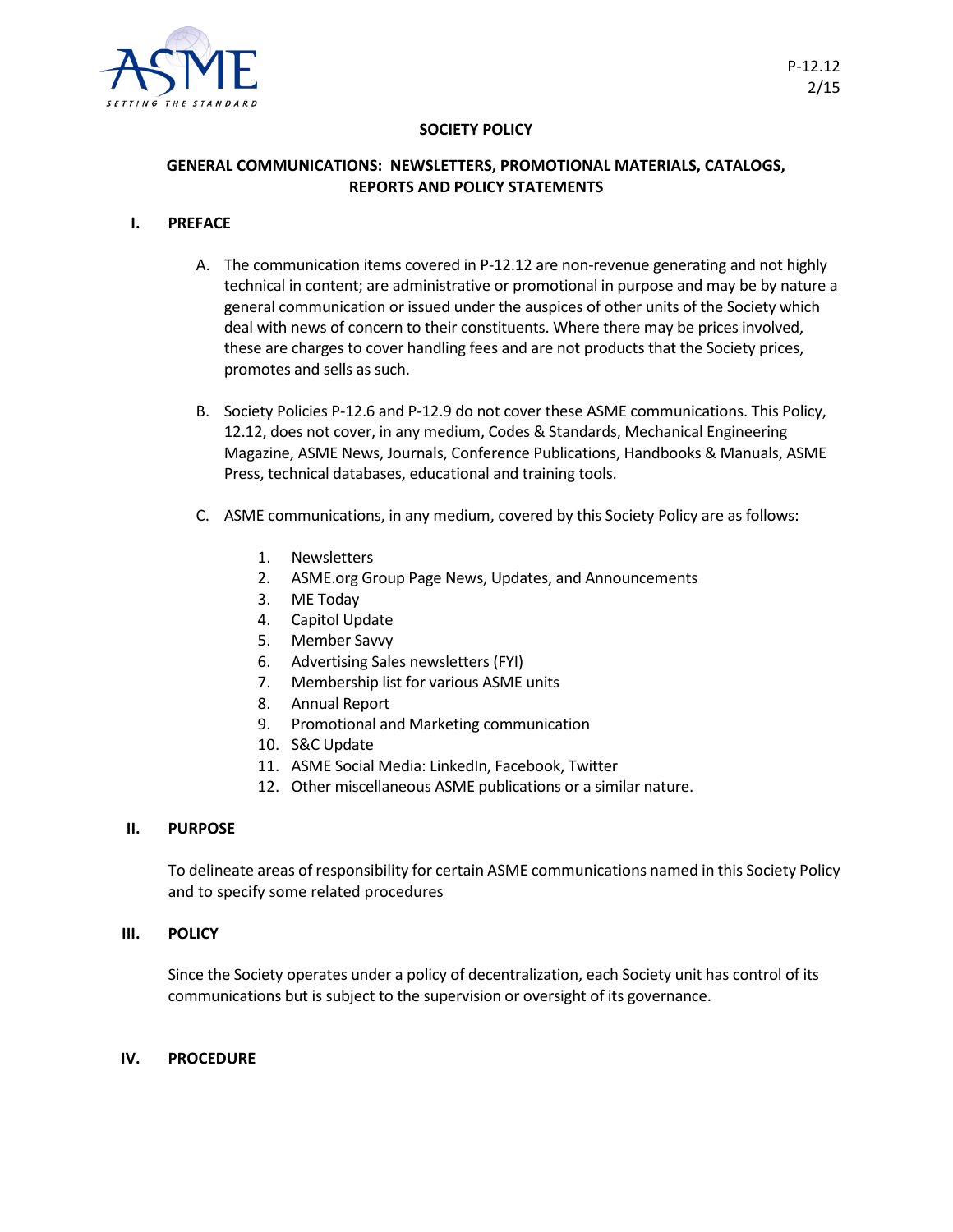P-12.12
2/15

**SOCIETY POLICY**

# GENERAL COMMUNICATIONS: NEWSLETTERS, PROMOTIONAL MATERIALS, CATALOGS, REPORTS AND POLICY STATEMENTS

## I. PREFACE

A. The communication items covered in P-12.12 are non-revenue generating and not highly technical in content; are administrative or promotional in purpose and may be by nature a general communication or issued under the auspices of other units of the Society which deal with news of concern to their constituents. Where there may be prices involved, these are charges to cover handling fees and are not products that the Society prices, promotes and sells as such.

B. Society Policies P-12.6 and P-12.9 do not cover these ASME communications. This Policy, 12.12, does not cover, in any medium, Codes & Standards, Mechanical Engineering Magazine, ASME News, Journals, Conference Publications, Handbooks & Manuals, ASME Press, technical databases, educational and training tools.

C. ASME communications, in any medium, covered by this Society Policy are as follows:

1. Newsletters
2. ASME.org Group Page News, Updates, and Announcements
3. ME Today
4. Capitol Update
5. Member Savvy
6. Advertising Sales newsletters (FYI)
7. Membership list for various ASME units
8. Annual Report
9. Promotional and Marketing communication
10. S&C Update
11. ASME Social Media: LinkedIn, Facebook, Twitter
12. Other miscellaneous ASME publications or a similar nature.

## II. PURPOSE

To delineate areas of responsibility for certain ASME communications named in this Society Policy and to specify some related procedures

## III. POLICY

Since the Society operates under a policy of decentralization, each Society unit has control of its communications but is subject to the supervision or oversight of its governance.

## IV. PROCEDURE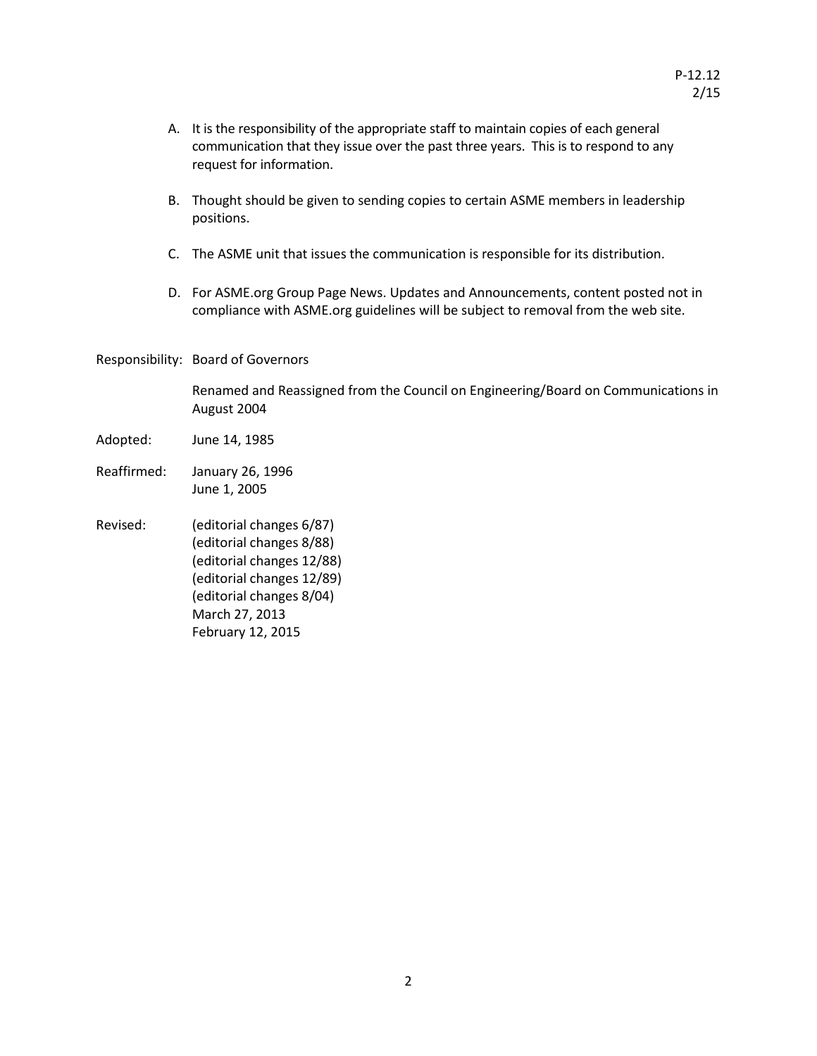A. It is the responsibility of the appropriate staff to maintain copies of each general communication that they issue over the past three years. This is to respond to any request for information.

B. Thought should be given to sending copies to certain ASME members in leadership positions.

C. The ASME unit that issues the communication is responsible for its distribution.

D. For ASME.org Group Page News. Updates and Announcements, content posted not in compliance with ASME.org guidelines will be subject to removal from the web site.

Responsibility: Board of Governors

Renamed and Reassigned from the Council on Engineering/Board on Communications in August 2004

Adopted: June 14, 1985

Reaffirmed: January 26, 1996
June 1, 2005

Revised: (editorial changes 6/87)
(editorial changes 8/88)
(editorial changes 12/88)
(editorial changes 12/89)
(editorial changes 8/04)
March 27, 2013
February 12, 2015